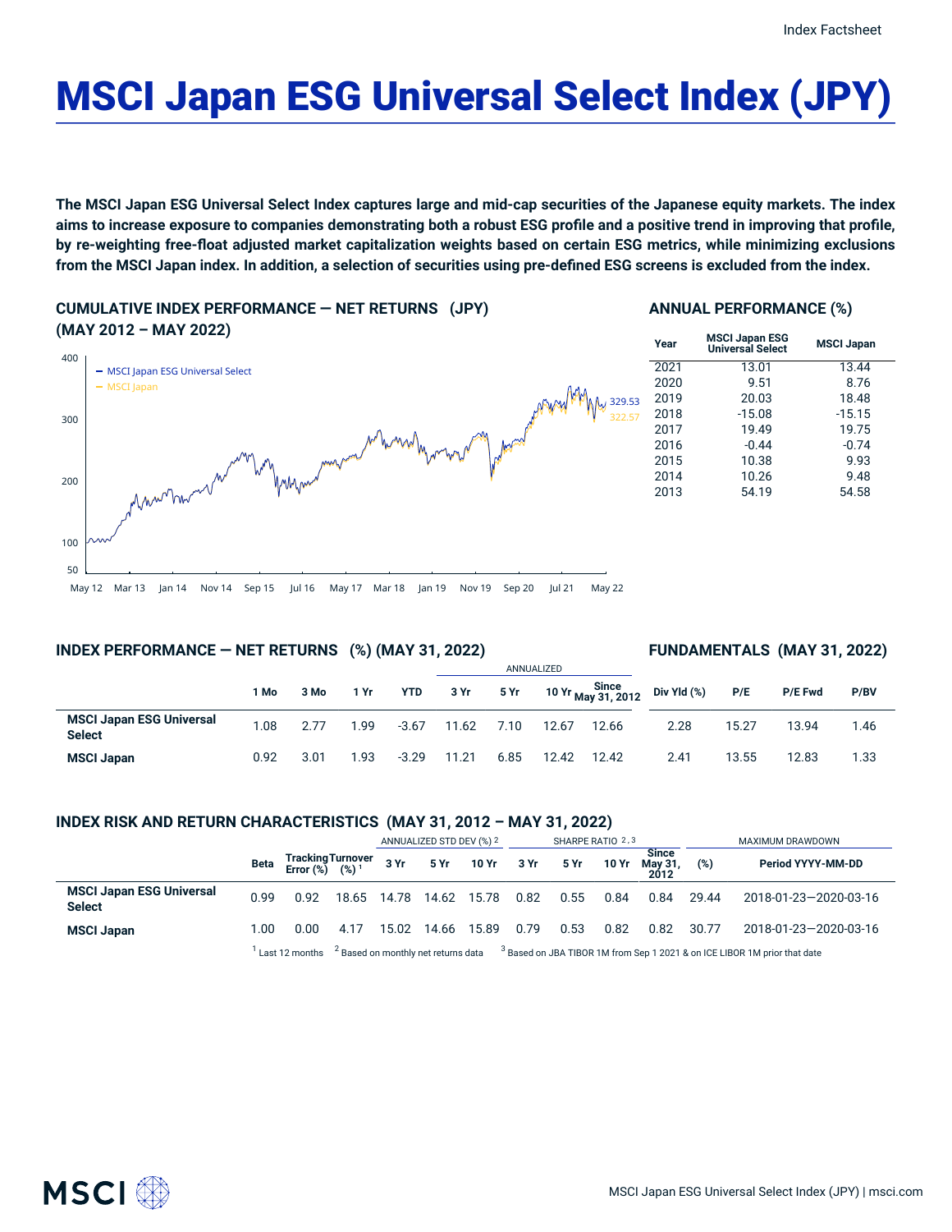# MSCI Japan ESG Universal Select Index (JPY)

**The MSCI Japan ESG Universal Select Index captures large and mid-cap securities of the Japanese equity markets. The index aims to increase exposure to companies demonstrating both a robust ESG profile and a positive trend in improving that profile, by re-weighting free-float adjusted market capitalization weights based on certain ESG metrics, while minimizing exclusions from the MSCI Japan index. In addition, a selection of securities using pre-defined ESG screens is excluded from the index.**

## CUMULATIVE INDEX PERFORMANCE — NET RETURNS (JPY) (MAY 2012 – MAY 2022)

- MSCI Japan ESG Universal Select: 329.53
- MSCI Japan: 322.57

## ANNUAL PERFORMANCE (%)

| Year | MSCI Japan ESG Universal Select | MSCI Japan |
|---|---|---|
| 2021 | 13.01 | 13.44 |
| 2020 | 9.51 | 8.76 |
| 2019 | 20.03 | 18.48 |
| 2018 | -15.08 | -15.15 |
| 2017 | 19.49 | 19.75 |
| 2016 | -0.44 | -0.74 |
| 2015 | 10.38 | 9.93 |
| 2014 | 10.26 | 9.48 |
| 2013 | 54.19 | 54.58 |

## INDEX PERFORMANCE — NET RETURNS (%) (MAY 31, 2022)

| | | | | | ANNUALIZED | | | |
|---|---|---|---|---|---|---|---|---|
| | 1 Mo | 3 Mo | 1 Yr | YTD | 3 Yr | 5 Yr | 10 Yr | Since May 31, 2012 |
| **MSCI Japan ESG Universal Select** | 1.08 | 2.77 | 1.99 | -3.67 | 11.62 | 7.10 | 12.67 | 12.66 |
| **MSCI Japan** | 0.92 | 3.01 | 1.93 | -3.29 | 11.21 | 6.85 | 12.42 | 12.42 |

## FUNDAMENTALS (MAY 31, 2022)

| | Div Yld (%) | P/E | P/E Fwd | P/BV |
|---|---|---|---|---|
| **MSCI Japan ESG Universal Select** | 2.28 | 15.27 | 13.94 | 1.46 |
| **MSCI Japan** | 2.41 | 13.55 | 12.83 | 1.33 |

## INDEX RISK AND RETURN CHARACTERISTICS (MAY 31, 2012 – MAY 31, 2022)

| | | | | ANNUALIZED STD DEV (%) [2] | | | SHARPE RATIO [2,3] | | | | MAXIMUM DRAWDOWN | |
|---|---|---|---|---|---|---|---|---|---|---|---|---|
| | Beta | Tracking Error (%) | Turnover (%) [1] | 3 Yr | 5 Yr | 10 Yr | 3 Yr | 5 Yr | 10 Yr | Since May 31, 2012 | (%) | Period YYYY-MM-DD |
| **MSCI Japan ESG Universal Select** | 0.99 | 0.92 | 18.65 | 14.78 | 14.62 | 15.78 | 0.82 | 0.55 | 0.84 | 0.84 | 29.44 | 2018-01-23—2020-03-16 |
| **MSCI Japan** | 1.00 | 0.00 | 4.17 | 15.02 | 14.66 | 15.89 | 0.79 | 0.53 | 0.82 | 0.82 | 30.77 | 2018-01-23—2020-03-16 |

[1] Last 12 months [2] Based on monthly net returns data [3] Based on JBA TIBOR 1M from Sep 1 2021 & on ICE LIBOR 1M prior that date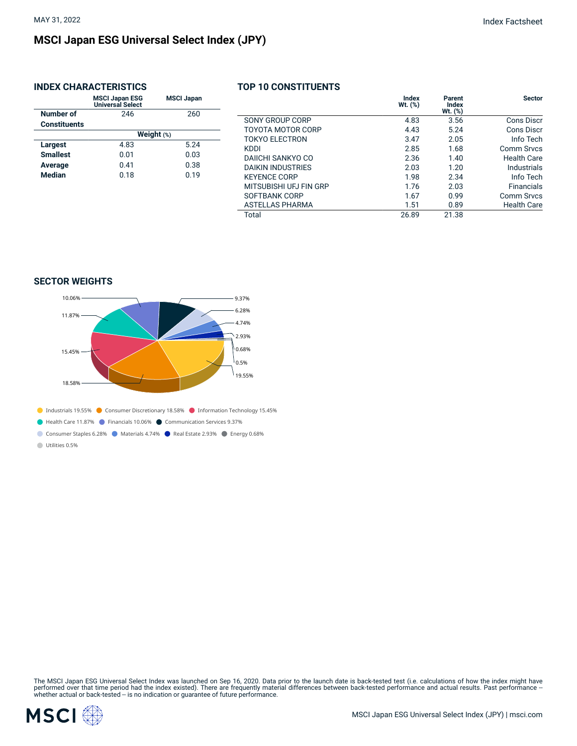MAY 31, 2022

Index Factsheet

# MSCI Japan ESG Universal Select Index (JPY)

## INDEX CHARACTERISTICS

| | MSCI Japan ESG Universal Select | MSCI Japan |
|---|---|---|
| **Number of Constituents** | 246 | 260 |
| | **Weight** (%) | |
| **Largest** | 4.83 | 5.24 |
| **Smallest** | 0.01 | 0.03 |
| **Average** | 0.41 | 0.38 |
| **Median** | 0.18 | 0.19 |

## TOP 10 CONSTITUENTS

| | Index Wt. (%) | Parent Index Wt. (%) | Sector |
|---|---|---|---|
| SONY GROUP CORP | 4.83 | 3.56 | Cons Discr |
| TOYOTA MOTOR CORP | 4.43 | 5.24 | Cons Discr |
| TOKYO ELECTRON | 3.47 | 2.05 | Info Tech |
| KDDI | 2.85 | 1.68 | Comm Srvcs |
| DAIICHI SANKYO CO | 2.36 | 1.40 | Health Care |
| DAIKIN INDUSTRIES | 2.03 | 1.20 | Industrials |
| KEYENCE CORP | 1.98 | 2.34 | Info Tech |
| MITSUBISHI UFJ FIN GRP | 1.76 | 2.03 | Financials |
| SOFTBANK CORP | 1.67 | 0.99 | Comm Srvcs |
| ASTELLAS PHARMA | 1.51 | 0.89 | Health Care |
| Total | 26.89 | 21.38 | |

## SECTOR WEIGHTS

- Industrials 19.55%
- Consumer Discretionary 18.58%
- Information Technology 15.45%
- Health Care 11.87%
- Financials 10.06%
- Communication Services 9.37%
- Consumer Staples 6.28%
- Materials 4.74%
- Real Estate 2.93%
- Energy 0.68%
- Utilities 0.5%

The MSCI Japan ESG Universal Select Index was launched on Sep 16, 2020. Data prior to the launch date is back-tested test (i.e. calculations of how the index might have performed over that time period had the index existed). There are frequently material differences between back-tested performance and actual results. Past performance -- whether actual or back-tested -- is no indication or guarantee of future performance.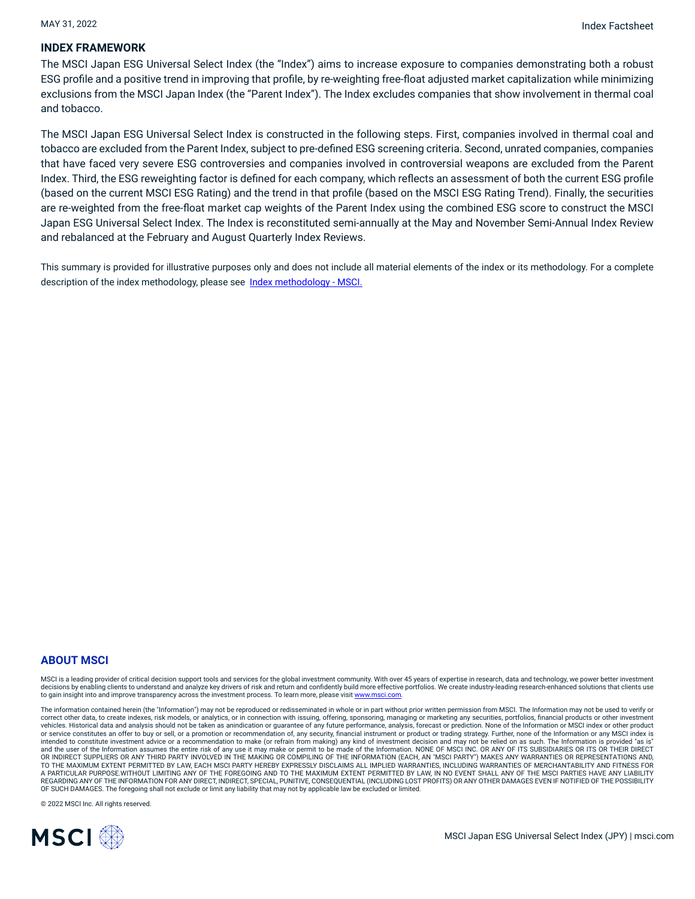## INDEX FRAMEWORK

The MSCI Japan ESG Universal Select Index (the "Index") aims to increase exposure to companies demonstrating both a robust ESG profile and a positive trend in improving that profile, by re-weighting free-float adjusted market capitalization while minimizing exclusions from the MSCI Japan Index (the "Parent Index"). The Index excludes companies that show involvement in thermal coal and tobacco.

The MSCI Japan ESG Universal Select Index is constructed in the following steps. First, companies involved in thermal coal and tobacco are excluded from the Parent Index, subject to pre-defined ESG screening criteria. Second, unrated companies, companies that have faced very severe ESG controversies and companies involved in controversial weapons are excluded from the Parent Index. Third, the ESG reweighting factor is defined for each company, which reflects an assessment of both the current ESG profile (based on the current MSCI ESG Rating) and the trend in that profile (based on the MSCI ESG Rating Trend). Finally, the securities are re-weighted from the free-float market cap weights of the Parent Index using the combined ESG score to construct the MSCI Japan ESG Universal Select Index. The Index is reconstituted semi-annually at the May and November Semi-Annual Index Review and rebalanced at the February and August Quarterly Index Reviews.

This summary is provided for illustrative purposes only and does not include all material elements of the index or its methodology. For a complete description of the index methodology, please see [Index methodology - MSCI.](Index methodology - MSCI.)

## ABOUT MSCI

MSCI is a leading provider of critical decision support tools and services for the global investment community. With over 45 years of expertise in research, data and technology, we power better investment decisions by enabling clients to understand and analyze key drivers of risk and return and confidently build more effective portfolios. We create industry-leading research-enhanced solutions that clients use to gain insight into and improve transparency across the investment process. To learn more, please visit www.msci.com.

The information contained herein (the "Information") may not be reproduced or redisseminated in whole or in part without prior written permission from MSCI. The Information may not be used to verify or correct other data, to create indexes, risk models, or analytics, or in connection with issuing, offering, sponsoring, managing or marketing any securities, portfolios, financial products or other investment vehicles. Historical data and analysis should not be taken as anindication or guarantee of any future performance, analysis, forecast or prediction. None of the Information or MSCI index or other product or service constitutes an offer to buy or sell, or a promotion or recommendation of, any security, financial instrument or product or trading strategy. Further, none of the Information or any MSCI index is intended to constitute investment advice or a recommendation to make (or refrain from making) any kind of investment decision and may not be relied on as such. The Information is provided "as is" and the user of the Information assumes the entire risk of any use it may make or permit to be made of the Information. NONE OF MSCI INC. OR ANY OF ITS SUBSIDIARIES OR ITS OR THEIR DIRECT OR INDIRECT SUPPLIERS OR ANY THIRD PARTY INVOLVED IN THE MAKING OR COMPILING OF THE INFORMATION (EACH, AN "MSCI PARTY") MAKES ANY WARRANTIES OR REPRESENTATIONS AND, TO THE MAXIMUM EXTENT PERMITTED BY LAW, EACH MSCI PARTY HEREBY EXPRESSLY DISCLAIMS ALL IMPLIED WARRANTIES, INCLUDING WARRANTIES OF MERCHANTABILITY AND FITNESS FOR A PARTICULAR PURPOSE.WITHOUT LIMITING ANY OF THE FOREGOING AND TO THE MAXIMUM EXTENT PERMITTED BY LAW, IN NO EVENT SHALL ANY OF THE MSCI PARTIES HAVE ANY LIABILITY REGARDING ANY OF THE INFORMATION FOR ANY DIRECT, INDIRECT, SPECIAL, PUNITIVE, CONSEQUENTIAL (INCLUDING LOST PROFITS) OR ANY OTHER DAMAGES EVEN IF NOTIFIED OF THE POSSIBILITY OF SUCH DAMAGES. The foregoing shall not exclude or limit any liability that may not by applicable law be excluded or limited.

© 2022 MSCI Inc. All rights reserved.